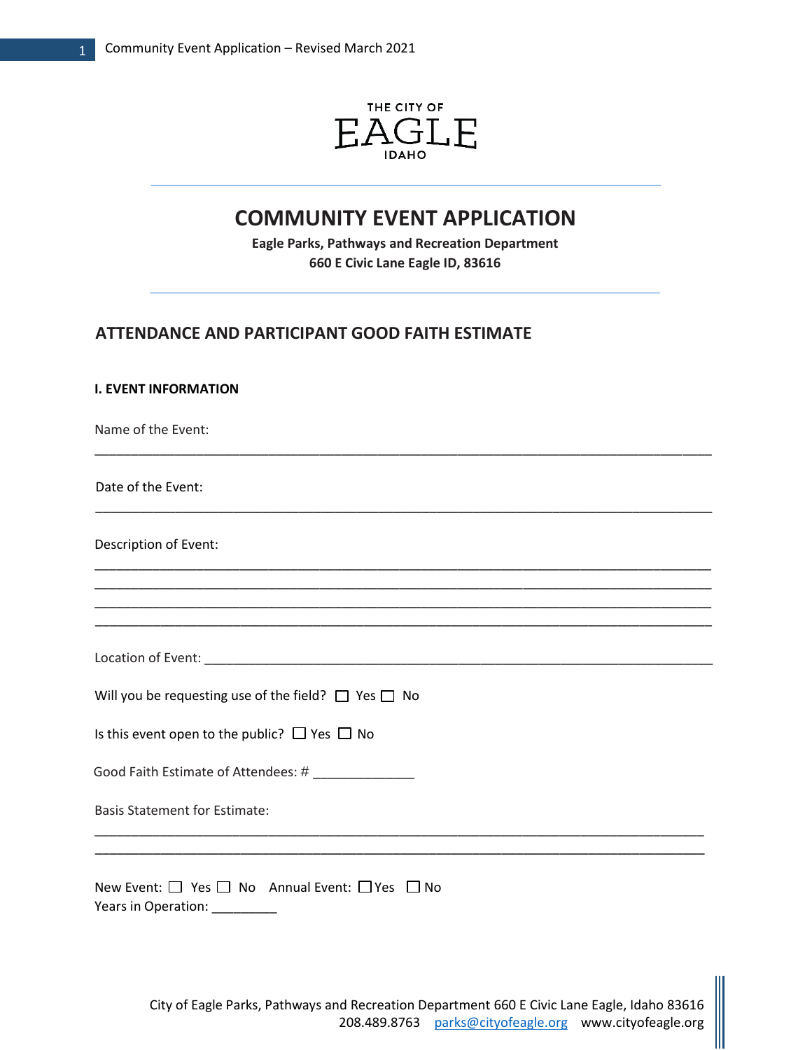THE CITY OF

EAGLE

IDAHO

# COMMUNITY EVENT APPLICATION

**Eagle Parks, Pathways and Recreation Department**
**660 E Civic Lane Eagle ID, 83616**

## ATTENDANCE AND PARTICIPANT GOOD FAITH ESTIMATE

### I. EVENT INFORMATION

Name of the Event:

_______________________________________________________________________________

Date of the Event:

_______________________________________________________________________________

Description of Event:

_______________________________________________________________________________
_______________________________________________________________________________
_______________________________________________________________________________
_______________________________________________________________________________

Location of Event: _____________________________________________________________

Will you be requesting use of the field? ☐ Yes ☐ No

Is this event open to the public? ☐ Yes ☐ No

Good Faith Estimate of Attendees: # _____________

Basis Statement for Estimate:

_______________________________________________________________________________
_______________________________________________________________________________

New Event: ☐ Yes ☐ No Annual Event: ☐ Yes ☐ No
Years in Operation: _________

City of Eagle Parks, Pathways and Recreation Department 660 E Civic Lane Eagle, Idaho 83616
208.489.8763 parks@cityofeagle.org www.cityofeagle.org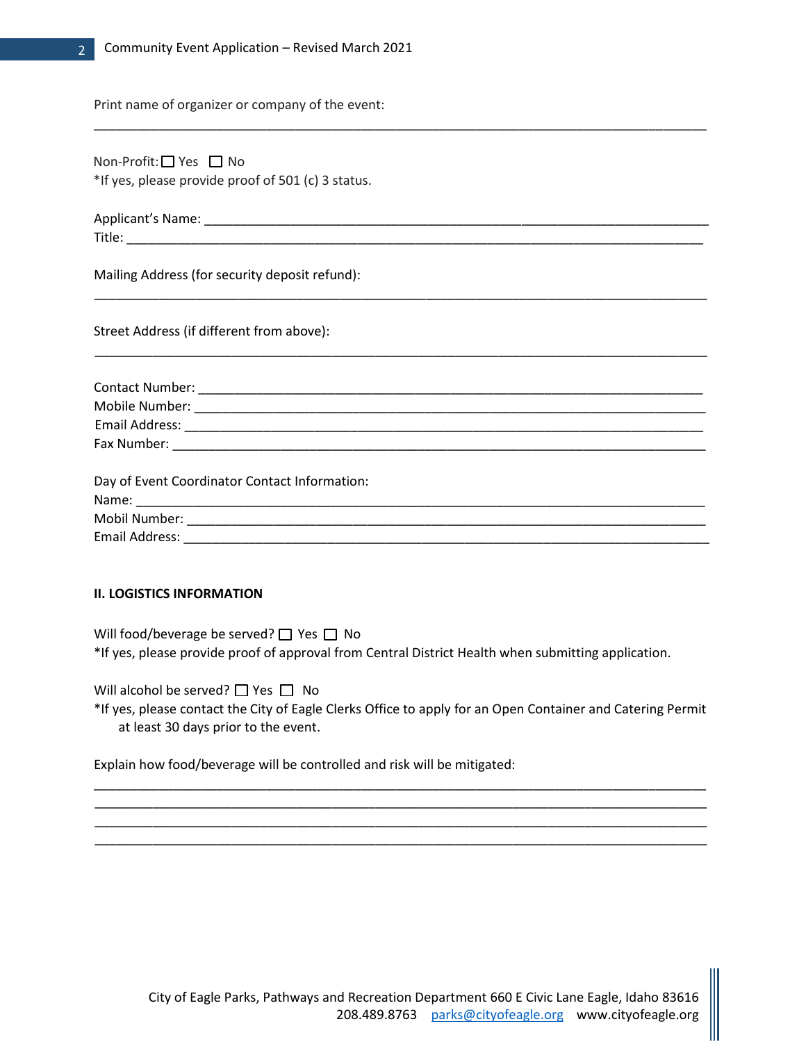Print name of organizer or company of the event:

______________________________________________________________________________

Non-Profit: ☐ Yes ☐ No
*If yes, please provide proof of 501 (c) 3 status.

Applicant's Name: ______________________________________________________________
Title: ________________________________________________________________________

Mailing Address (for security deposit refund):

______________________________________________________________________________

Street Address (if different from above):

______________________________________________________________________________

Contact Number: _______________________________________________________________
Mobile Number: ________________________________________________________________
Email Address: _________________________________________________________________
Fax Number: ___________________________________________________________________

Day of Event Coordinator Contact Information:
Name: ________________________________________________________________________
Mobil Number: _________________________________________________________________
Email Address: _________________________________________________________________

**II. LOGISTICS INFORMATION**

Will food/beverage be served? ☐ Yes ☐ No
*If yes, please provide proof of approval from Central District Health when submitting application.

Will alcohol be served? ☐ Yes ☐ No
*If yes, please contact the City of Eagle Clerks Office to apply for an Open Container and Catering Permit at least 30 days prior to the event.

Explain how food/beverage will be controlled and risk will be mitigated:

______________________________________________________________________________
______________________________________________________________________________
______________________________________________________________________________
______________________________________________________________________________

City of Eagle Parks, Pathways and Recreation Department 660 E Civic Lane Eagle, Idaho 83616
208.489.8763 parks@cityofeagle.org www.cityofeagle.org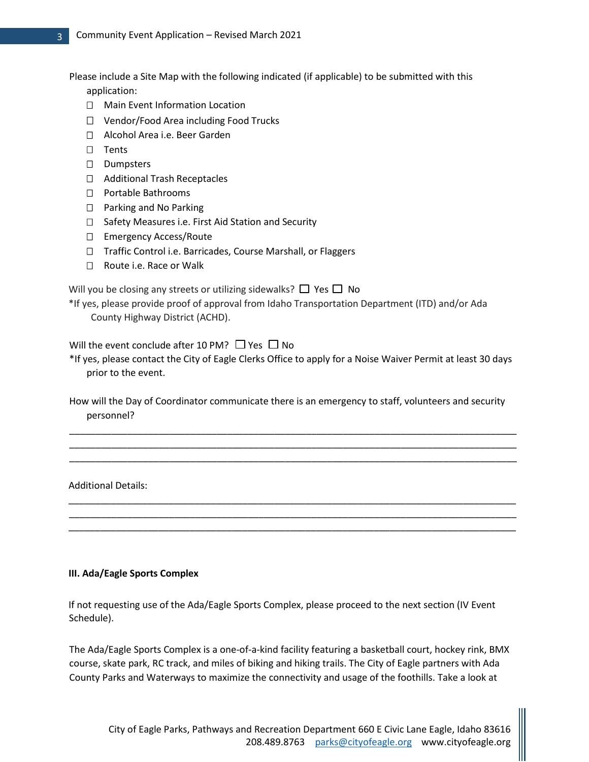Please include a Site Map with the following indicated (if applicable) to be submitted with this application:

- ☐ Main Event Information Location
- ☐ Vendor/Food Area including Food Trucks
- ☐ Alcohol Area i.e. Beer Garden
- ☐ Tents
- ☐ Dumpsters
- ☐ Additional Trash Receptacles
- ☐ Portable Bathrooms
- ☐ Parking and No Parking
- ☐ Safety Measures i.e. First Aid Station and Security
- ☐ Emergency Access/Route
- ☐ Traffic Control i.e. Barricades, Course Marshall, or Flaggers
- ☐ Route i.e. Race or Walk

Will you be closing any streets or utilizing sidewalks? ☐ Yes ☐ No

*If yes, please provide proof of approval from Idaho Transportation Department (ITD) and/or Ada County Highway District (ACHD).

Will the event conclude after 10 PM? ☐ Yes ☐ No

*If yes, please contact the City of Eagle Clerks Office to apply for a Noise Waiver Permit at least 30 days prior to the event.

How will the Day of Coordinator communicate there is an emergency to staff, volunteers and security personnel?

\_\_\_\_\_\_\_\_\_\_\_\_\_\_\_\_\_\_\_\_\_\_\_\_\_\_\_\_\_\_\_\_\_\_\_\_\_\_\_\_\_\_\_\_\_\_\_\_\_\_\_\_\_\_\_\_\_\_\_\_\_\_\_\_\_\_\_\_\_\_\_\_\_\_\_\_\_\_

\_\_\_\_\_\_\_\_\_\_\_\_\_\_\_\_\_\_\_\_\_\_\_\_\_\_\_\_\_\_\_\_\_\_\_\_\_\_\_\_\_\_\_\_\_\_\_\_\_\_\_\_\_\_\_\_\_\_\_\_\_\_\_\_\_\_\_\_\_\_\_\_\_\_\_\_\_\_

\_\_\_\_\_\_\_\_\_\_\_\_\_\_\_\_\_\_\_\_\_\_\_\_\_\_\_\_\_\_\_\_\_\_\_\_\_\_\_\_\_\_\_\_\_\_\_\_\_\_\_\_\_\_\_\_\_\_\_\_\_\_\_\_\_\_\_\_\_\_\_\_\_\_\_\_\_\_

Additional Details:

\_\_\_\_\_\_\_\_\_\_\_\_\_\_\_\_\_\_\_\_\_\_\_\_\_\_\_\_\_\_\_\_\_\_\_\_\_\_\_\_\_\_\_\_\_\_\_\_\_\_\_\_\_\_\_\_\_\_\_\_\_\_\_\_\_\_\_\_\_\_\_\_\_\_\_\_\_\_

\_\_\_\_\_\_\_\_\_\_\_\_\_\_\_\_\_\_\_\_\_\_\_\_\_\_\_\_\_\_\_\_\_\_\_\_\_\_\_\_\_\_\_\_\_\_\_\_\_\_\_\_\_\_\_\_\_\_\_\_\_\_\_\_\_\_\_\_\_\_\_\_\_\_\_\_\_\_

\_\_\_\_\_\_\_\_\_\_\_\_\_\_\_\_\_\_\_\_\_\_\_\_\_\_\_\_\_\_\_\_\_\_\_\_\_\_\_\_\_\_\_\_\_\_\_\_\_\_\_\_\_\_\_\_\_\_\_\_\_\_\_\_\_\_\_\_\_\_\_\_\_\_\_\_\_\_

## III. Ada/Eagle Sports Complex

If not requesting use of the Ada/Eagle Sports Complex, please proceed to the next section (IV Event Schedule).

The Ada/Eagle Sports Complex is a one-of-a-kind facility featuring a basketball court, hockey rink, BMX course, skate park, RC track, and miles of biking and hiking trails. The City of Eagle partners with Ada County Parks and Waterways to maximize the connectivity and usage of the foothills. Take a look at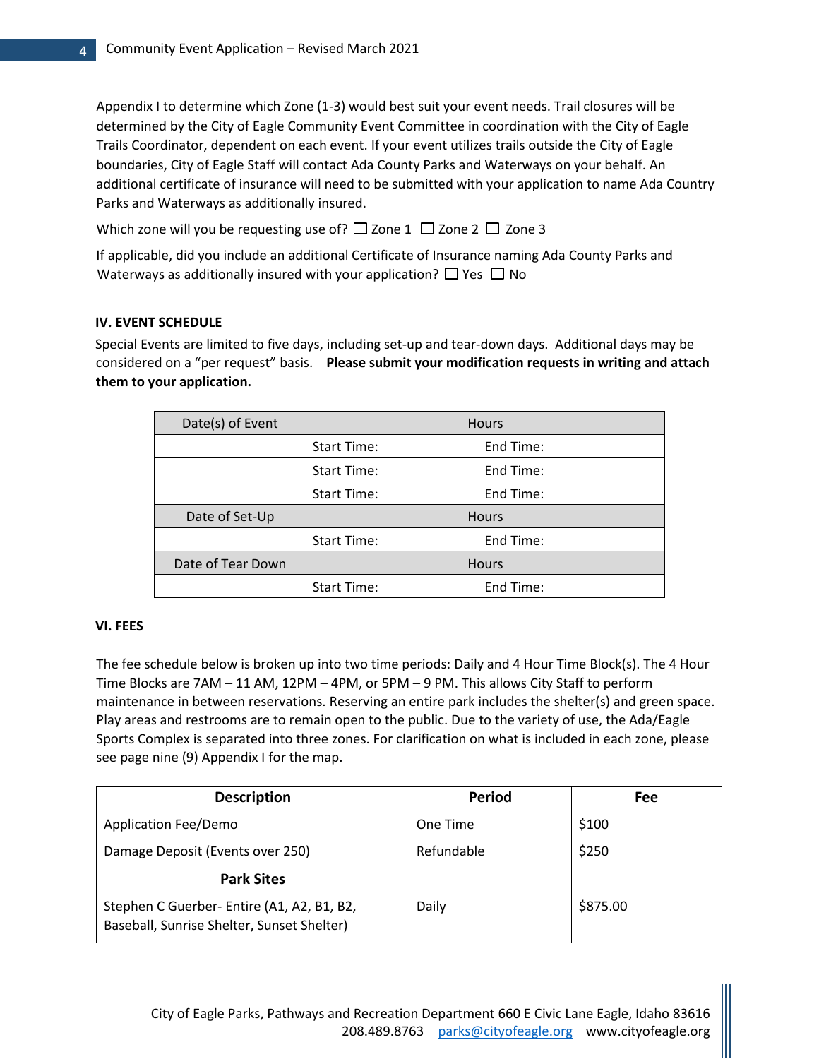Appendix I to determine which Zone (1-3) would best suit your event needs. Trail closures will be determined by the City of Eagle Community Event Committee in coordination with the City of Eagle Trails Coordinator, dependent on each event. If your event utilizes trails outside the City of Eagle boundaries, City of Eagle Staff will contact Ada County Parks and Waterways on your behalf. An additional certificate of insurance will need to be submitted with your application to name Ada Country Parks and Waterways as additionally insured.

Which zone will you be requesting use of? ☐ Zone 1 ☐ Zone 2 ☐ Zone 3

If applicable, did you include an additional Certificate of Insurance naming Ada County Parks and Waterways as additionally insured with your application? ☐ Yes ☐ No

### IV. EVENT SCHEDULE

Special Events are limited to five days, including set-up and tear-down days. Additional days may be considered on a "per request" basis. **Please submit your modification requests in writing and attach them to your application.**

| Date(s) of Event | Hours | |
|---|---|---|
| | Start Time: | End Time: |
| | Start Time: | End Time: |
| | Start Time: | End Time: |
| **Date of Set-Up** | **Hours** | |
| | Start Time: | End Time: |
| **Date of Tear Down** | **Hours** | |
| | Start Time: | End Time: |

### VI. FEES

The fee schedule below is broken up into two time periods: Daily and 4 Hour Time Block(s). The 4 Hour Time Blocks are 7AM – 11 AM, 12PM – 4PM, or 5PM – 9 PM. This allows City Staff to perform maintenance in between reservations. Reserving an entire park includes the shelter(s) and green space. Play areas and restrooms are to remain open to the public. Due to the variety of use, the Ada/Eagle Sports Complex is separated into three zones. For clarification on what is included in each zone, please see page nine (9) Appendix I for the map.

| Description | Period | Fee |
|---|---|---|
| Application Fee/Demo | One Time | $100 |
| Damage Deposit (Events over 250) | Refundable | $250 |
| **Park Sites** | | |
| Stephen C Guerber- Entire (A1, A2, B1, B2, Baseball, Sunrise Shelter, Sunset Shelter) | Daily | $875.00 |

City of Eagle Parks, Pathways and Recreation Department 660 E Civic Lane Eagle, Idaho 83616
208.489.8763 parks@cityofeagle.org www.cityofeagle.org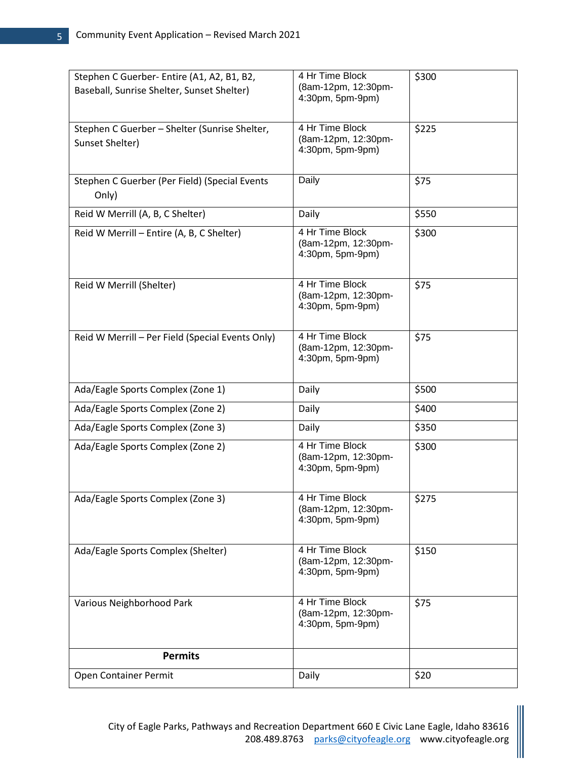| | | |
|---|---|---|
| Stephen C Guerber- Entire (A1, A2, B1, B2, Baseball, Sunrise Shelter, Sunset Shelter) | 4 Hr Time Block (8am-12pm, 12:30pm-4:30pm, 5pm-9pm) | $300 |
| Stephen C Guerber – Shelter (Sunrise Shelter, Sunset Shelter) | 4 Hr Time Block (8am-12pm, 12:30pm-4:30pm, 5pm-9pm) | $225 |
| Stephen C Guerber (Per Field) (Special Events Only) | Daily | $75 |
| Reid W Merrill (A, B, C Shelter) | Daily | $550 |
| Reid W Merrill – Entire (A, B, C Shelter) | 4 Hr Time Block (8am-12pm, 12:30pm-4:30pm, 5pm-9pm) | $300 |
| Reid W Merrill (Shelter) | 4 Hr Time Block (8am-12pm, 12:30pm-4:30pm, 5pm-9pm) | $75 |
| Reid W Merrill – Per Field (Special Events Only) | 4 Hr Time Block (8am-12pm, 12:30pm-4:30pm, 5pm-9pm) | $75 |
| Ada/Eagle Sports Complex (Zone 1) | Daily | $500 |
| Ada/Eagle Sports Complex (Zone 2) | Daily | $400 |
| Ada/Eagle Sports Complex (Zone 3) | Daily | $350 |
| Ada/Eagle Sports Complex (Zone 2) | 4 Hr Time Block (8am-12pm, 12:30pm-4:30pm, 5pm-9pm) | $300 |
| Ada/Eagle Sports Complex (Zone 3) | 4 Hr Time Block (8am-12pm, 12:30pm-4:30pm, 5pm-9pm) | $275 |
| Ada/Eagle Sports Complex (Shelter) | 4 Hr Time Block (8am-12pm, 12:30pm-4:30pm, 5pm-9pm) | $150 |
| Various Neighborhood Park | 4 Hr Time Block (8am-12pm, 12:30pm-4:30pm, 5pm-9pm) | $75 |
| **Permits** | | |
| Open Container Permit | Daily | $20 |

City of Eagle Parks, Pathways and Recreation Department 660 E Civic Lane Eagle, Idaho 83616
208.489.8763 parks@cityofeagle.org www.cityofeagle.org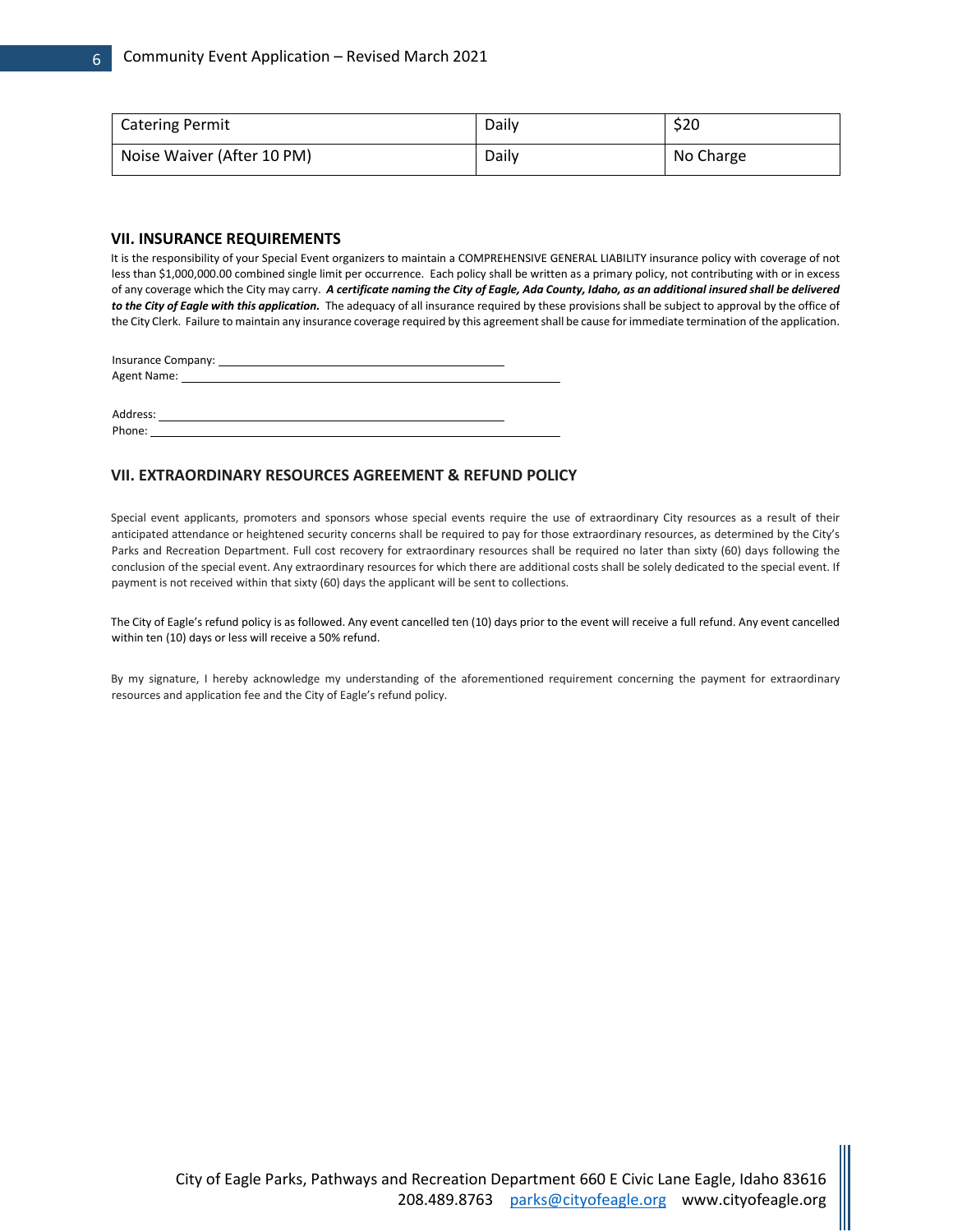| Catering Permit | Daily | $20 |
|---|---|---|
| Noise Waiver (After 10 PM) | Daily | No Charge |

## VII. INSURANCE REQUIREMENTS

It is the responsibility of your Special Event organizers to maintain a COMPREHENSIVE GENERAL LIABILITY insurance policy with coverage of not less than $1,000,000.00 combined single limit per occurrence. Each policy shall be written as a primary policy, not contributing with or in excess of any coverage which the City may carry. ***A certificate naming the City of Eagle, Ada County, Idaho, as an additional insured shall be delivered to the City of Eagle with this application.*** The adequacy of all insurance required by these provisions shall be subject to approval by the office of the City Clerk. Failure to maintain any insurance coverage required by this agreement shall be cause for immediate termination of the application.

Insurance Company: ______________________________

Agent Name: ______________________________

Address: ______________________________

Phone: ______________________________

## VII. EXTRAORDINARY RESOURCES AGREEMENT & REFUND POLICY

Special event applicants, promoters and sponsors whose special events require the use of extraordinary City resources as a result of their anticipated attendance or heightened security concerns shall be required to pay for those extraordinary resources, as determined by the City's Parks and Recreation Department. Full cost recovery for extraordinary resources shall be required no later than sixty (60) days following the conclusion of the special event. Any extraordinary resources for which there are additional costs shall be solely dedicated to the special event. If payment is not received within that sixty (60) days the applicant will be sent to collections.

The City of Eagle's refund policy is as followed. Any event cancelled ten (10) days prior to the event will receive a full refund. Any event cancelled within ten (10) days or less will receive a 50% refund.

By my signature, I hereby acknowledge my understanding of the aforementioned requirement concerning the payment for extraordinary resources and application fee and the City of Eagle's refund policy.

City of Eagle Parks, Pathways and Recreation Department 660 E Civic Lane Eagle, Idaho 83616
208.489.8763 parks@cityofeagle.org www.cityofeagle.org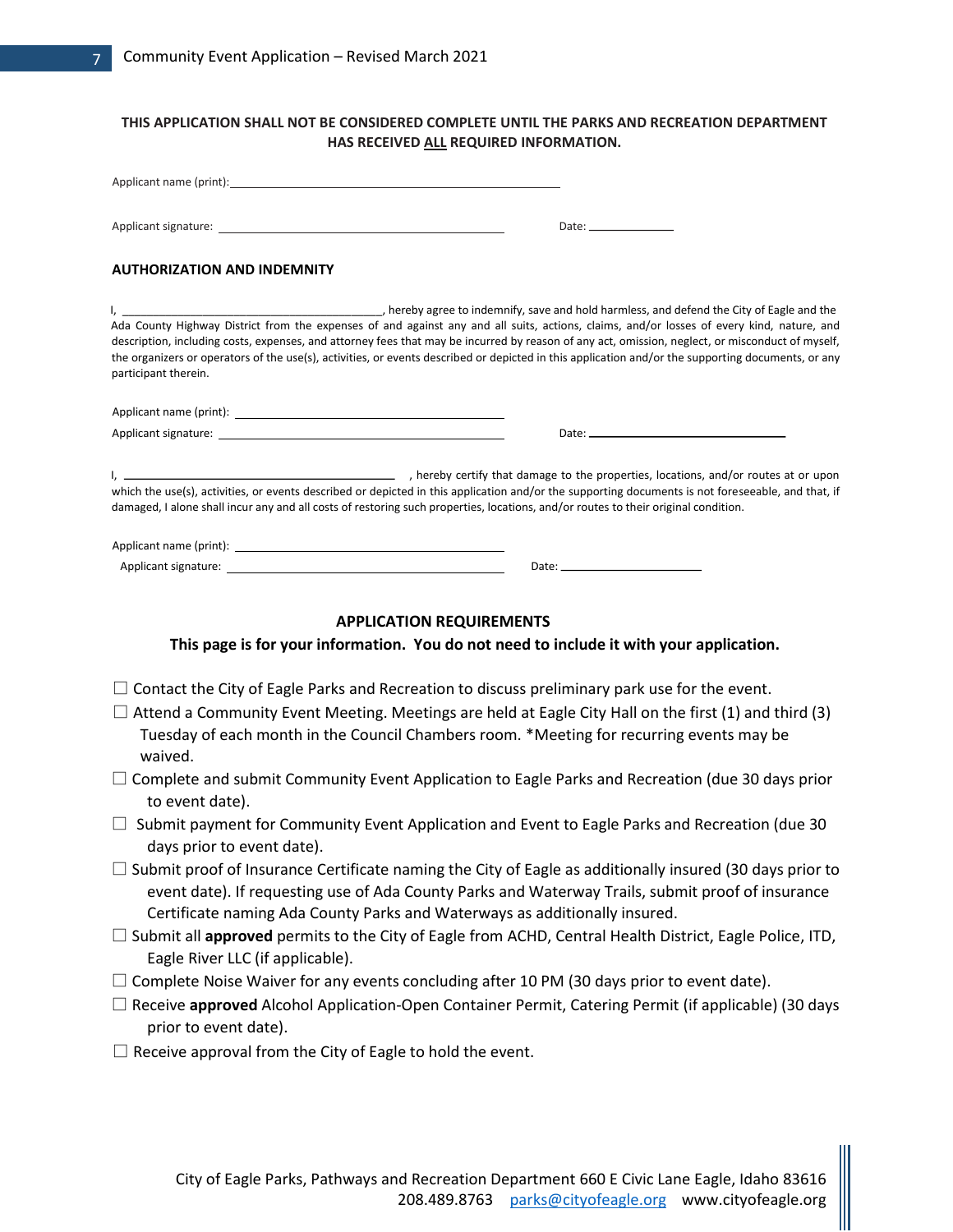**THIS APPLICATION SHALL NOT BE CONSIDERED COMPLETE UNTIL THE PARKS AND RECREATION DEPARTMENT HAS RECEIVED ALL REQUIRED INFORMATION.**

Applicant name (print): ______________________________

Applicant signature: ______________________________ Date: ____________

**AUTHORIZATION AND INDEMNITY**

I, ______________________________, hereby agree to indemnify, save and hold harmless, and defend the City of Eagle and the Ada County Highway District from the expenses of and against any and all suits, actions, claims, and/or losses of every kind, nature, and description, including costs, expenses, and attorney fees that may be incurred by reason of any act, omission, neglect, or misconduct of myself, the organizers or operators of the use(s), activities, or events described or depicted in this application and/or the supporting documents, or any participant therein.

Applicant name (print): ______________________________

Applicant signature: ______________________________ Date: ______________________

I, ______________________________, hereby certify that damage to the properties, locations, and/or routes at or upon which the use(s), activities, or events described or depicted in this application and/or the supporting documents is not foreseeable, and that, if damaged, I alone shall incur any and all costs of restoring such properties, locations, and/or routes to their original condition.

Applicant name (print): ______________________________

Applicant signature: ______________________________ Date: ________________

## APPLICATION REQUIREMENTS

**This page is for your information. You do not need to include it with your application.**

- ☐ Contact the City of Eagle Parks and Recreation to discuss preliminary park use for the event.
- ☐ Attend a Community Event Meeting. Meetings are held at Eagle City Hall on the first (1) and third (3) Tuesday of each month in the Council Chambers room. *Meeting for recurring events may be waived.
- ☐ Complete and submit Community Event Application to Eagle Parks and Recreation (due 30 days prior to event date).
- ☐ Submit payment for Community Event Application and Event to Eagle Parks and Recreation (due 30 days prior to event date).
- ☐ Submit proof of Insurance Certificate naming the City of Eagle as additionally insured (30 days prior to event date). If requesting use of Ada County Parks and Waterway Trails, submit proof of insurance Certificate naming Ada County Parks and Waterways as additionally insured.
- ☐ Submit all **approved** permits to the City of Eagle from ACHD, Central Health District, Eagle Police, ITD, Eagle River LLC (if applicable).
- ☐ Complete Noise Waiver for any events concluding after 10 PM (30 days prior to event date).
- ☐ Receive **approved** Alcohol Application-Open Container Permit, Catering Permit (if applicable) (30 days prior to event date).
- ☐ Receive approval from the City of Eagle to hold the event.

City of Eagle Parks, Pathways and Recreation Department 660 E Civic Lane Eagle, Idaho 83616
208.489.8763 parks@cityofeagle.org www.cityofeagle.org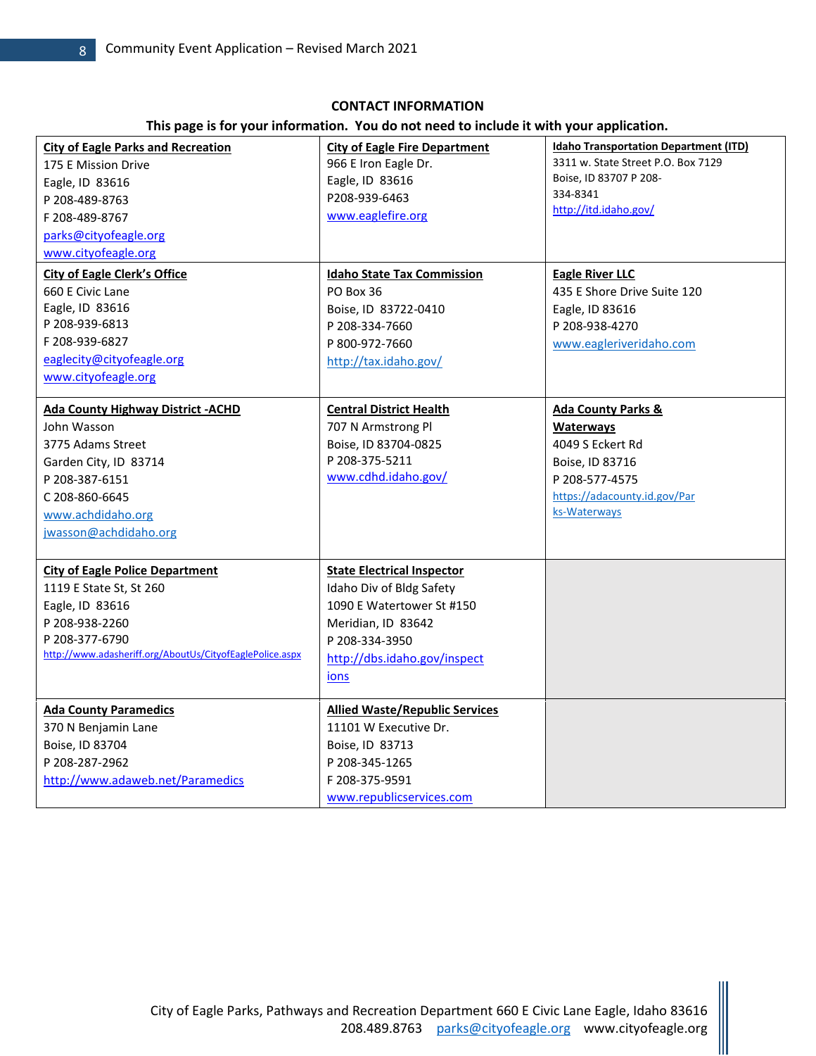## CONTACT INFORMATION

**This page is for your information. You do not need to include it with your application.**

| | | |
|---|---|---|
| **City of Eagle Parks and Recreation**<br>175 E Mission Drive<br>Eagle, ID 83616<br>P 208-489-8763<br>F 208-489-8767<br>parks@cityofeagle.org<br>www.cityofeagle.org | **City of Eagle Fire Department**<br>966 E Iron Eagle Dr.<br>Eagle, ID 83616<br>P208-939-6463<br>www.eaglefire.org | **Idaho Transportation Department (ITD)**<br>3311 w. State Street P.O. Box 7129<br>Boise, ID 83707 P 208-334-8341<br>http://itd.idaho.gov/ |
| **City of Eagle Clerk's Office**<br>660 E Civic Lane<br>Eagle, ID 83616<br>P 208-939-6813<br>F 208-939-6827<br>eaglecity@cityofeagle.org<br>www.cityofeagle.org | **Idaho State Tax Commission**<br>PO Box 36<br>Boise, ID 83722-0410<br>P 208-334-7660<br>P 800-972-7660<br>http://tax.idaho.gov/ | **Eagle River LLC**<br>435 E Shore Drive Suite 120<br>Eagle, ID 83616<br>P 208-938-4270<br>www.eagleriveridaho.com |
| **Ada County Highway District -ACHD**<br>John Wasson<br>3775 Adams Street<br>Garden City, ID 83714<br>P 208-387-6151<br>C 208-860-6645<br>www.achdidaho.org<br>jwasson@achdidaho.org | **Central District Health**<br>707 N Armstrong Pl<br>Boise, ID 83704-0825<br>P 208-375-5211<br>www.cdhd.idaho.gov/ | **Ada County Parks & Waterways**<br>4049 S Eckert Rd<br>Boise, ID 83716<br>P 208-577-4575<br>https://adacounty.id.gov/Parks-Waterways |
| **City of Eagle Police Department**<br>1119 E State St, St 260<br>Eagle, ID 83616<br>P 208-938-2260<br>P 208-377-6790<br>http://www.adasheriff.org/AboutUs/CityofEaglePolice.aspx | **State Electrical Inspector**<br>Idaho Div of Bldg Safety<br>1090 E Watertower St #150<br>Meridian, ID 83642<br>P 208-334-3950<br>http://dbs.idaho.gov/inspections | |
| **Ada County Paramedics**<br>370 N Benjamin Lane<br>Boise, ID 83704<br>P 208-287-2962<br>http://www.adaweb.net/Paramedics | **Allied Waste/Republic Services**<br>11101 W Executive Dr.<br>Boise, ID 83713<br>P 208-345-1265<br>F 208-375-9591<br>www.republicservices.com | |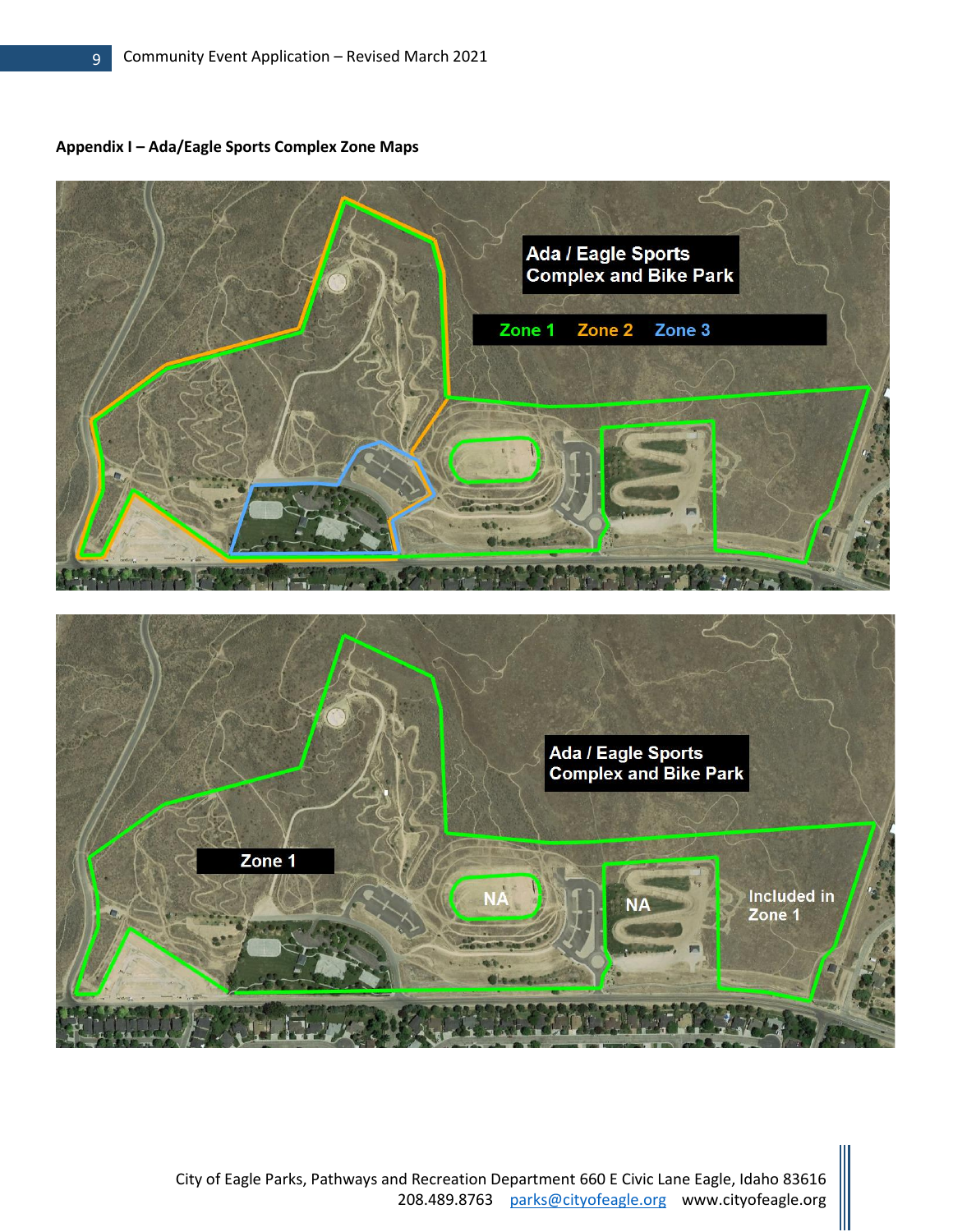**Appendix I – Ada/Eagle Sports Complex Zone Maps**

Ada / Eagle Sports Complex and Bike Park

Zone 1 Zone 2 Zone 3

Ada / Eagle Sports Complex and Bike Park

Zone 1

NA

NA

Included in Zone 1

City of Eagle Parks, Pathways and Recreation Department 660 E Civic Lane Eagle, Idaho 83616
208.489.8763 parks@cityofeagle.org www.cityofeagle.org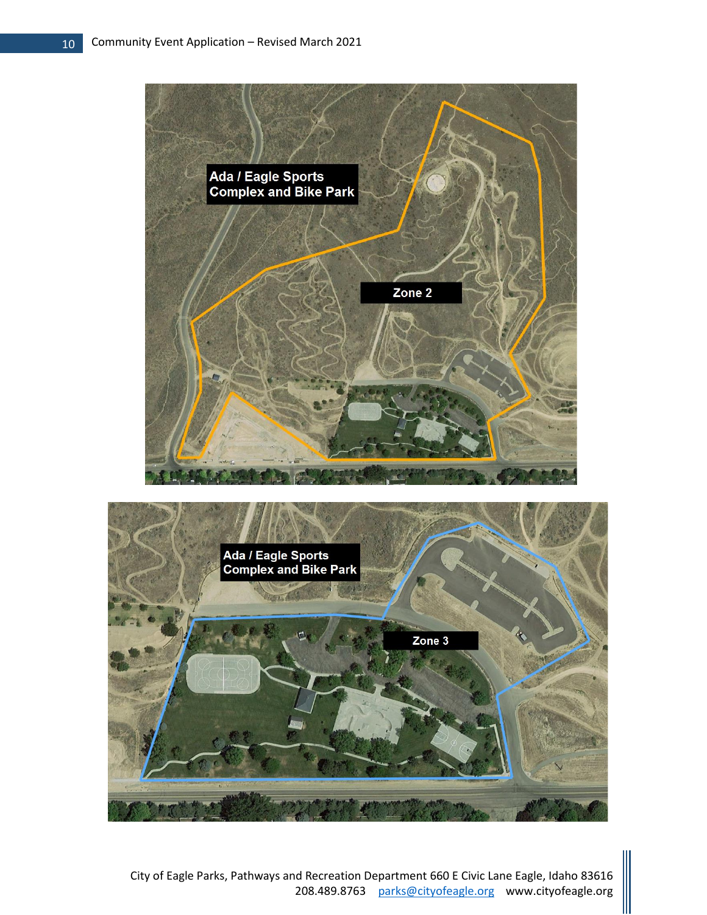Ada / Eagle Sports Complex and Bike Park

Zone 2

Ada / Eagle Sports Complex and Bike Park

Zone 3

City of Eagle Parks, Pathways and Recreation Department 660 E Civic Lane Eagle, Idaho 83616
208.489.8763 parks@cityofeagle.org www.cityofeagle.org